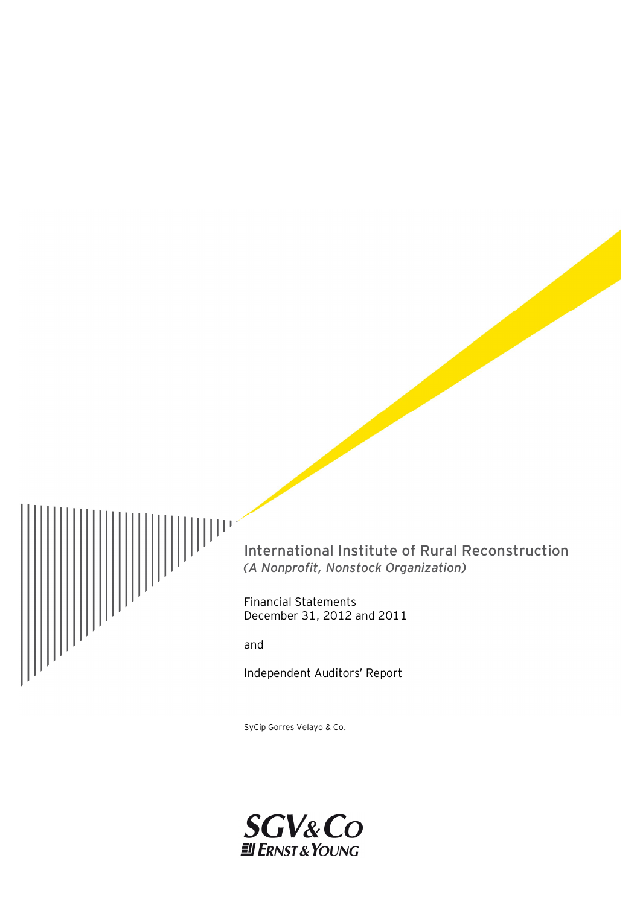# International Institute of Rural Reconstruction

*(A Nonprofit, Nonstock Organization)*

Financial Statements
December 31, 2012 and 2011

and

Independent Auditors' Report

SyCip Gorres Velayo & Co.

SGV&Co
ERNST & YOUNG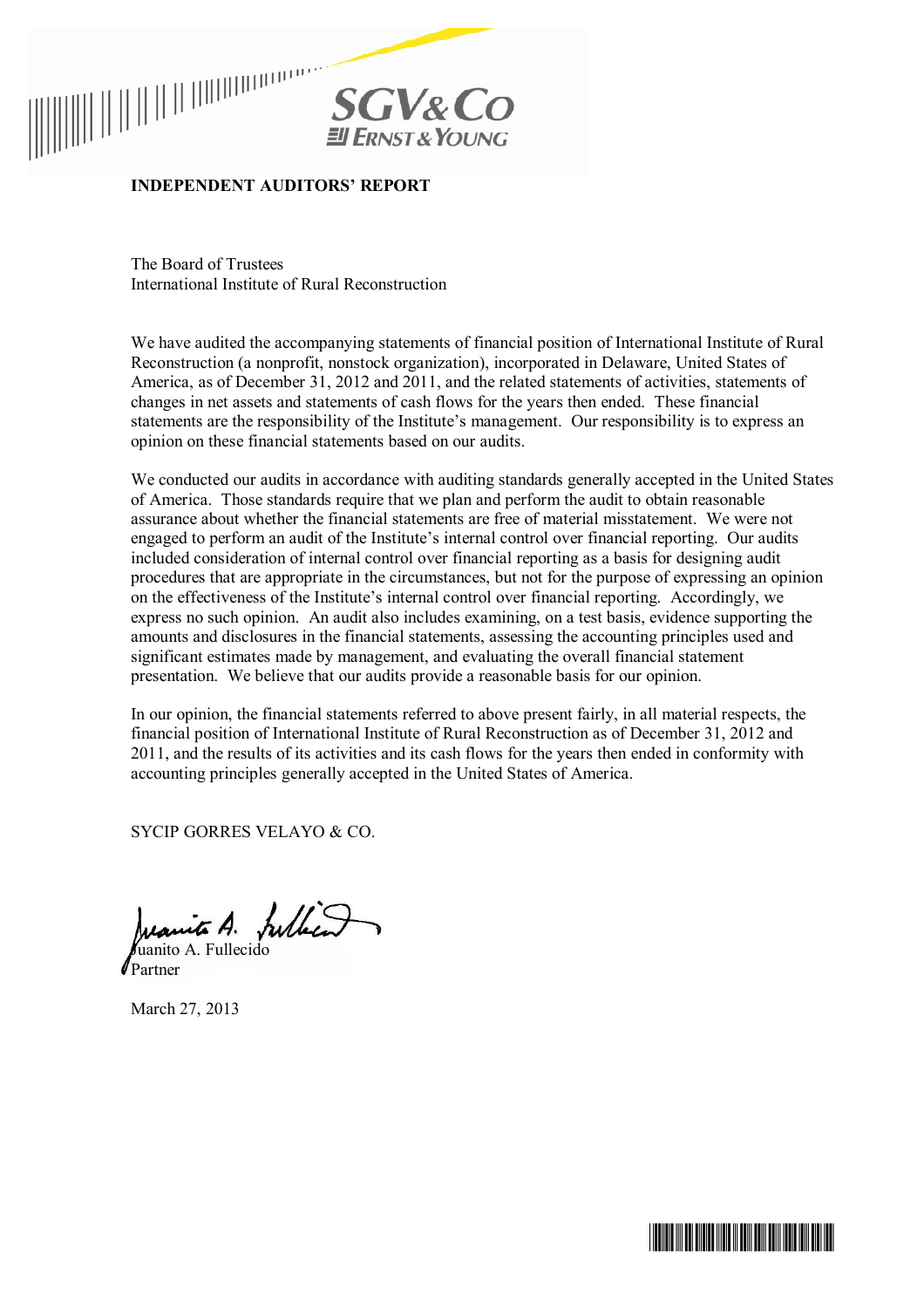# INDEPENDENT AUDITORS' REPORT

The Board of Trustees
International Institute of Rural Reconstruction

We have audited the accompanying statements of financial position of International Institute of Rural Reconstruction (a nonprofit, nonstock organization), incorporated in Delaware, United States of America, as of December 31, 2012 and 2011, and the related statements of activities, statements of changes in net assets and statements of cash flows for the years then ended. These financial statements are the responsibility of the Institute's management. Our responsibility is to express an opinion on these financial statements based on our audits.

We conducted our audits in accordance with auditing standards generally accepted in the United States of America. Those standards require that we plan and perform the audit to obtain reasonable assurance about whether the financial statements are free of material misstatement. We were not engaged to perform an audit of the Institute's internal control over financial reporting. Our audits included consideration of internal control over financial reporting as a basis for designing audit procedures that are appropriate in the circumstances, but not for the purpose of expressing an opinion on the effectiveness of the Institute's internal control over financial reporting. Accordingly, we express no such opinion. An audit also includes examining, on a test basis, evidence supporting the amounts and disclosures in the financial statements, assessing the accounting principles used and significant estimates made by management, and evaluating the overall financial statement presentation. We believe that our audits provide a reasonable basis for our opinion.

In our opinion, the financial statements referred to above present fairly, in all material respects, the financial position of International Institute of Rural Reconstruction as of December 31, 2012 and 2011, and the results of its activities and its cash flows for the years then ended in conformity with accounting principles generally accepted in the United States of America.

SYCIP GORRES VELAYO & CO.

Juanito A. Fullecido
Partner

March 27, 2013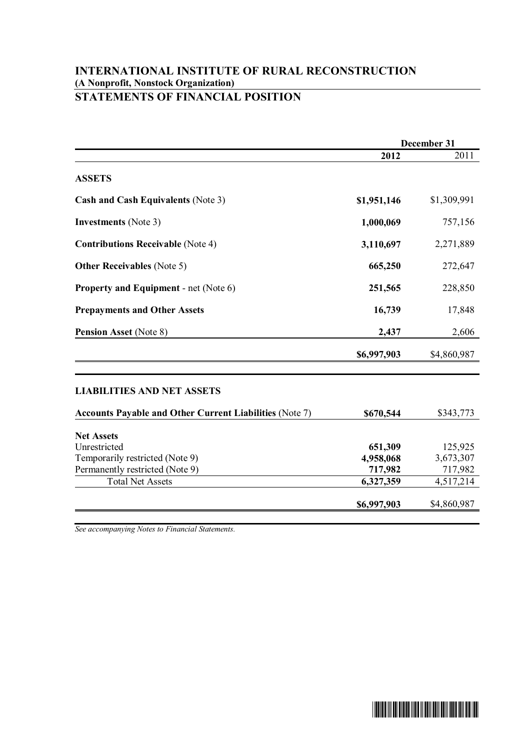# INTERNATIONAL INSTITUTE OF RURAL RECONSTRUCTION

**(A Nonprofit, Nonstock Organization)**

## STATEMENTS OF FINANCIAL POSITION

| | December 31 | |
|---|---|---|
| | **2012** | 2011 |
| **ASSETS** | | |
| **Cash and Cash Equivalents** (Note 3) | **$1,951,146** | $1,309,991 |
| **Investments** (Note 3) | **1,000,069** | 757,156 |
| **Contributions Receivable** (Note 4) | **3,110,697** | 2,271,889 |
| **Other Receivables** (Note 5) | **665,250** | 272,647 |
| **Property and Equipment** - net (Note 6) | **251,565** | 228,850 |
| **Prepayments and Other Assets** | **16,739** | 17,848 |
| **Pension Asset** (Note 8) | **2,437** | 2,606 |
| | **$6,997,903** | $4,860,987 |
| **LIABILITIES AND NET ASSETS** | | |
| **Accounts Payable and Other Current Liabilities** (Note 7) | **$670,544** | $343,773 |
| **Net Assets** | | |
| Unrestricted | **651,309** | 125,925 |
| Temporarily restricted (Note 9) | **4,958,068** | 3,673,307 |
| Permanently restricted (Note 9) | **717,982** | 717,982 |
| Total Net Assets | **6,327,359** | 4,517,214 |
| | **$6,997,903** | $4,860,987 |

*See accompanying Notes to Financial Statements.*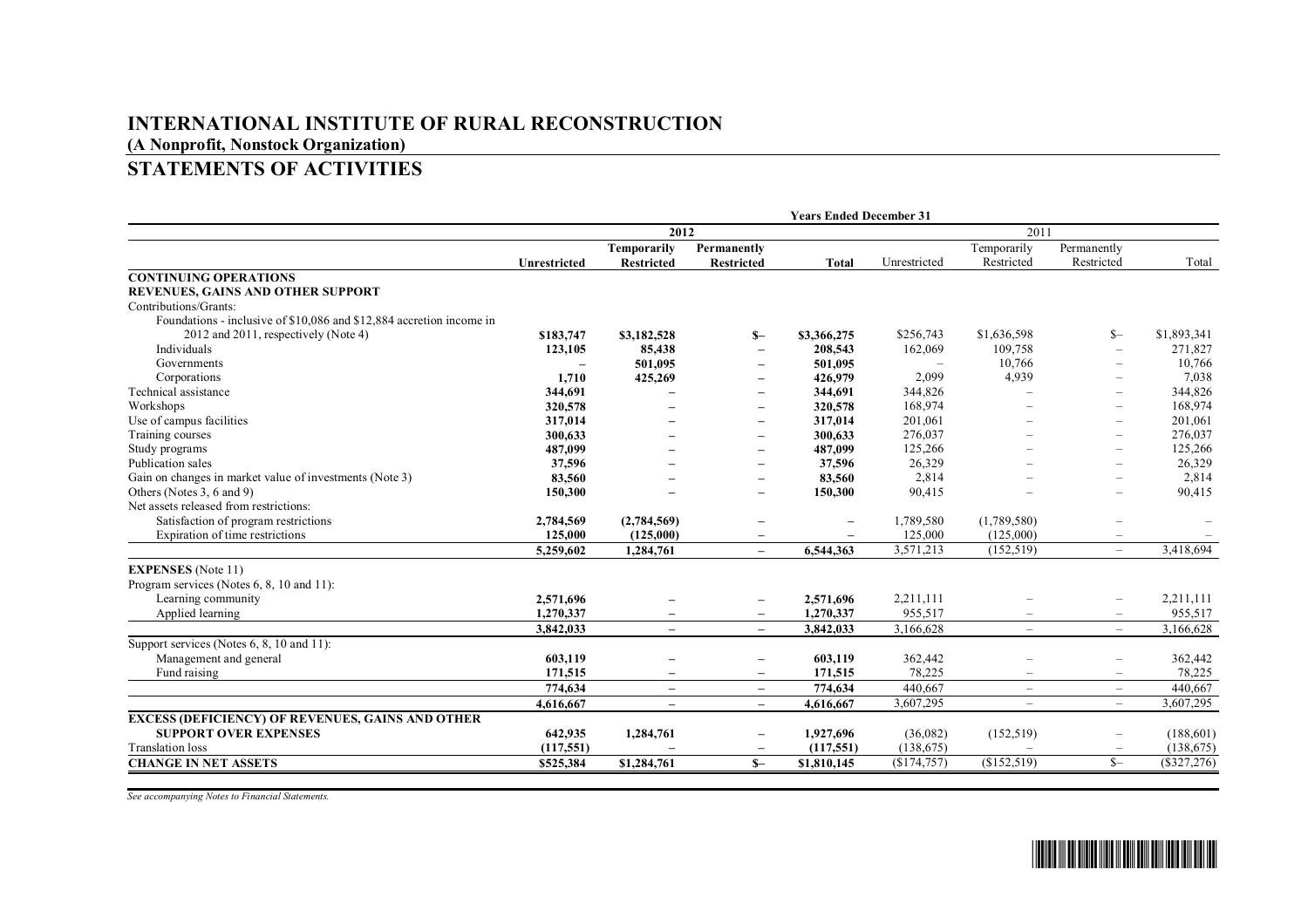# INTERNATIONAL INSTITUTE OF RURAL RECONSTRUCTION

**(A Nonprofit, Nonstock Organization)**

## STATEMENTS OF ACTIVITIES

| | Years Ended December 31 | | | | | | | |
|---|---|---|---|---|---|---|---|---|
| | 2012 | | | | 2011 | | | |
| | **Unrestricted** | **Temporarily Restricted** | **Permanently Restricted** | **Total** | Unrestricted | Temporarily Restricted | Permanently Restricted | Total |
| **CONTINUING OPERATIONS** | | | | | | | | |
| **REVENUES, GAINS AND OTHER SUPPORT** | | | | | | | | |
| Contributions/Grants: | | | | | | | | |
| Foundations - inclusive of $10,086 and $12,884 accretion income in 2012 and 2011, respectively (Note 4) | **$183,747** | **$3,182,528** | **$–** | **$3,366,275** | $256,743 | $1,636,598 | $– | $1,893,341 |
| Individuals | **123,105** | **85,438** | **–** | **208,543** | 162,069 | 109,758 | – | 271,827 |
| Governments | **–** | **501,095** | **–** | **501,095** | – | 10,766 | – | 10,766 |
| Corporations | **1,710** | **425,269** | **–** | **426,979** | 2,099 | 4,939 | – | 7,038 |
| Technical assistance | **344,691** | **–** | **–** | **344,691** | 344,826 | – | – | 344,826 |
| Workshops | **320,578** | **–** | **–** | **320,578** | 168,974 | – | – | 168,974 |
| Use of campus facilities | **317,014** | **–** | **–** | **317,014** | 201,061 | – | – | 201,061 |
| Training courses | **300,633** | **–** | **–** | **300,633** | 276,037 | – | – | 276,037 |
| Study programs | **487,099** | **–** | **–** | **487,099** | 125,266 | – | – | 125,266 |
| Publication sales | **37,596** | **–** | **–** | **37,596** | 26,329 | – | – | 26,329 |
| Gain on changes in market value of investments (Note 3) | **83,560** | **–** | **–** | **83,560** | 2,814 | – | – | 2,814 |
| Others (Notes 3, 6 and 9) | **150,300** | **–** | **–** | **150,300** | 90,415 | – | – | 90,415 |
| Net assets released from restrictions: | | | | | | | | |
| Satisfaction of program restrictions | **2,784,569** | **(2,784,569)** | **–** | **–** | 1,789,580 | (1,789,580) | – | – |
| Expiration of time restrictions | **125,000** | **(125,000)** | **–** | **–** | 125,000 | (125,000) | – | – |
| | **5,259,602** | **1,284,761** | **–** | **6,544,363** | 3,571,213 | (152,519) | – | 3,418,694 |
| **EXPENSES** (Note 11) | | | | | | | | |
| Program services (Notes 6, 8, 10 and 11): | | | | | | | | |
| Learning community | **2,571,696** | **–** | **–** | **2,571,696** | 2,211,111 | – | – | 2,211,111 |
| Applied learning | **1,270,337** | **–** | **–** | **1,270,337** | 955,517 | – | – | 955,517 |
| | **3,842,033** | **–** | **–** | **3,842,033** | 3,166,628 | – | – | 3,166,628 |
| Support services (Notes 6, 8, 10 and 11): | | | | | | | | |
| Management and general | **603,119** | **–** | **–** | **603,119** | 362,442 | – | – | 362,442 |
| Fund raising | **171,515** | **–** | **–** | **171,515** | 78,225 | – | – | 78,225 |
| | **774,634** | **–** | **–** | **774,634** | 440,667 | – | – | 440,667 |
| | **4,616,667** | **–** | **–** | **4,616,667** | 3,607,295 | – | – | 3,607,295 |
| **EXCESS (DEFICIENCY) OF REVENUES, GAINS AND OTHER SUPPORT OVER EXPENSES** | **642,935** | **1,284,761** | **–** | **1,927,696** | (36,082) | (152,519) | – | (188,601) |
| Translation loss | **(117,551)** | **–** | **–** | **(117,551)** | (138,675) | – | – | (138,675) |
| **CHANGE IN NET ASSETS** | **$525,384** | **$1,284,761** | **$–** | **$1,810,145** | ($174,757) | ($152,519) | $– | ($327,276) |

*See accompanying Notes to Financial Statements.*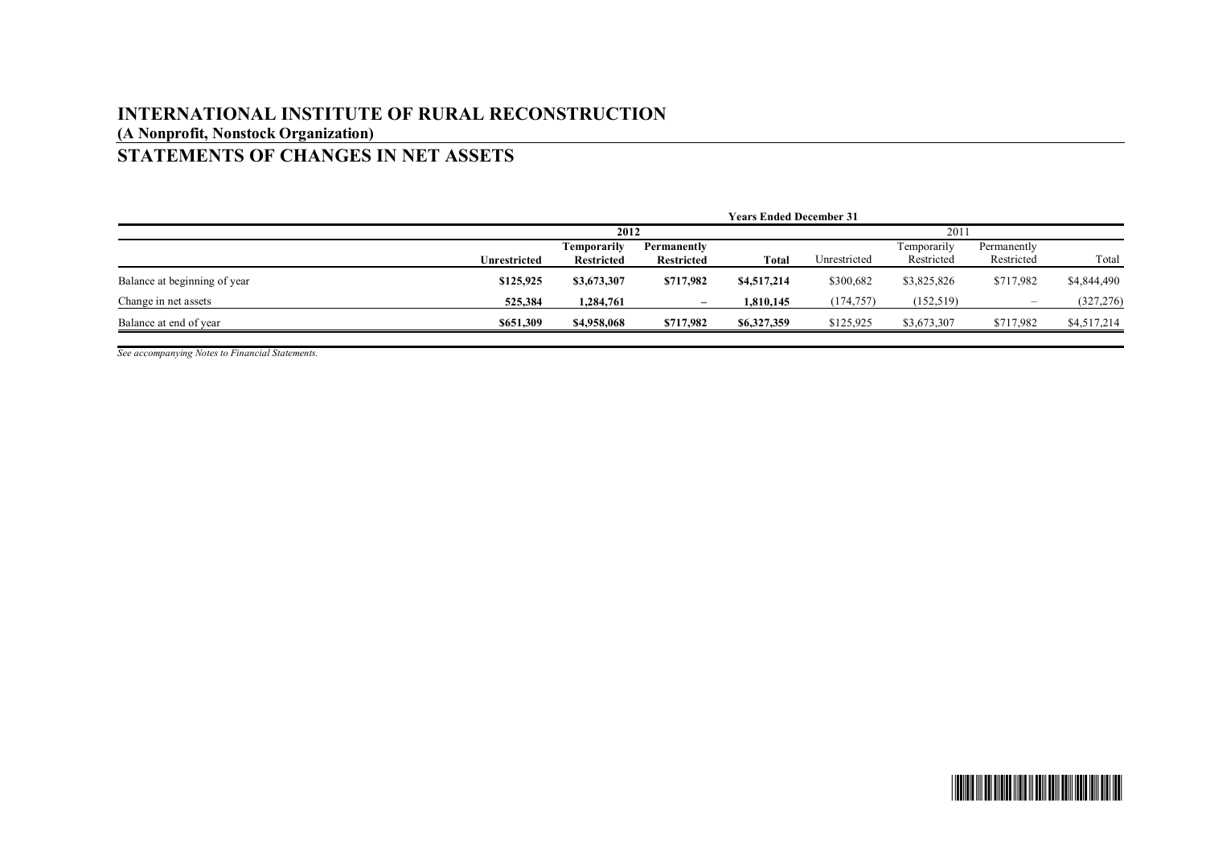# INTERNATIONAL INSTITUTE OF RURAL RECONSTRUCTION

**(A Nonprofit, Nonstock Organization)**

## STATEMENTS OF CHANGES IN NET ASSETS

| | Years Ended December 31 | | | | | | | |
|---|---|---|---|---|---|---|---|---|
| | 2012 | | | | 2011 | | | |
| | **Unrestricted** | **Temporarily Restricted** | **Permanently Restricted** | **Total** | Unrestricted | Temporarily Restricted | Permanently Restricted | Total |
| Balance at beginning of year | **\$125,925** | **\$3,673,307** | **\$717,982** | **\$4,517,214** | \$300,682 | \$3,825,826 | \$717,982 | \$4,844,490 |
| Change in net assets | **525,384** | **1,284,761** | **–** | **1,810,145** | (174,757) | (152,519) | – | (327,276) |
| Balance at end of year | **\$651,309** | **\$4,958,068** | **\$717,982** | **\$6,327,359** | \$125,925 | \$3,673,307 | \$717,982 | \$4,517,214 |

*See accompanying Notes to Financial Statements.*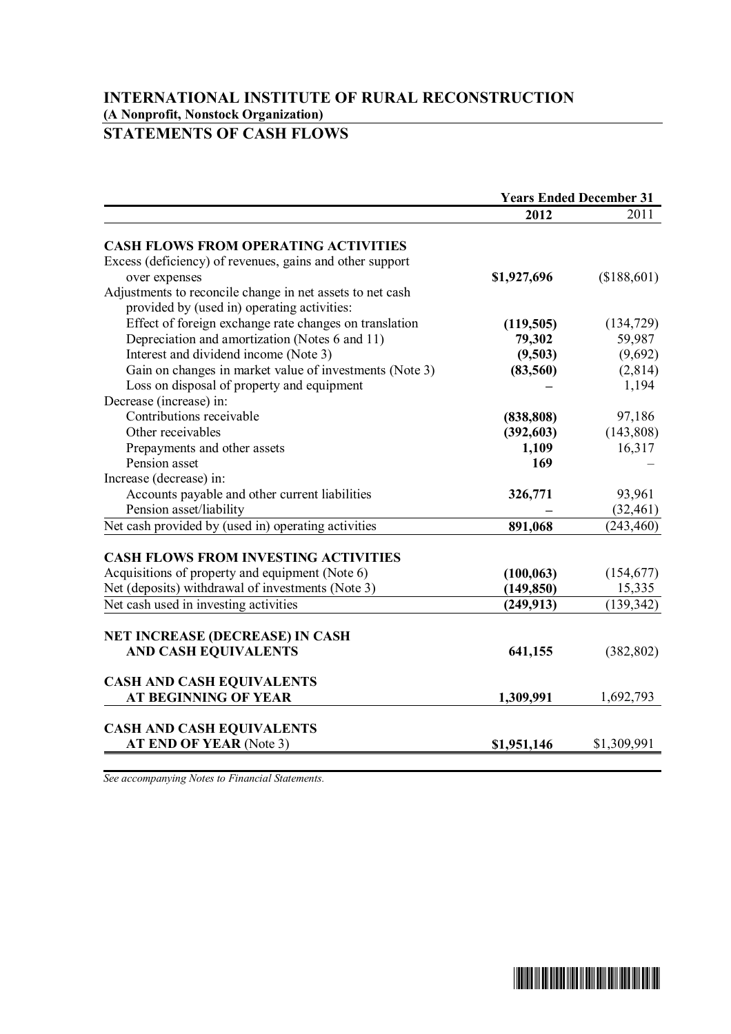# INTERNATIONAL INSTITUTE OF RURAL RECONSTRUCTION

**(A Nonprofit, Nonstock Organization)**

## STATEMENTS OF CASH FLOWS

| | Years Ended December 31 | |
|---|---|---|
| | **2012** | 2011 |
| **CASH FLOWS FROM OPERATING ACTIVITIES** | | |
| Excess (deficiency) of revenues, gains and other support over expenses | **$1,927,696** | ($188,601) |
| Adjustments to reconcile change in net assets to net cash provided by (used in) operating activities: | | |
| Effect of foreign exchange rate changes on translation | **(119,505)** | (134,729) |
| Depreciation and amortization (Notes 6 and 11) | **79,302** | 59,987 |
| Interest and dividend income (Note 3) | **(9,503)** | (9,692) |
| Gain on changes in market value of investments (Note 3) | **(83,560)** | (2,814) |
| Loss on disposal of property and equipment | **–** | 1,194 |
| Decrease (increase) in: | | |
| Contributions receivable | **(838,808)** | 97,186 |
| Other receivables | **(392,603)** | (143,808) |
| Prepayments and other assets | **1,109** | 16,317 |
| Pension asset | **169** | – |
| Increase (decrease) in: | | |
| Accounts payable and other current liabilities | **326,771** | 93,961 |
| Pension asset/liability | **–** | (32,461) |
| Net cash provided by (used in) operating activities | **891,068** | (243,460) |
| **CASH FLOWS FROM INVESTING ACTIVITIES** | | |
| Acquisitions of property and equipment (Note 6) | **(100,063)** | (154,677) |
| Net (deposits) withdrawal of investments (Note 3) | **(149,850)** | 15,335 |
| Net cash used in investing activities | **(249,913)** | (139,342) |
| **NET INCREASE (DECREASE) IN CASH AND CASH EQUIVALENTS** | **641,155** | (382,802) |
| **CASH AND CASH EQUIVALENTS AT BEGINNING OF YEAR** | **1,309,991** | 1,692,793 |
| **CASH AND CASH EQUIVALENTS AT END OF YEAR** (Note 3) | **$1,951,146** | $1,309,991 |

*See accompanying Notes to Financial Statements.*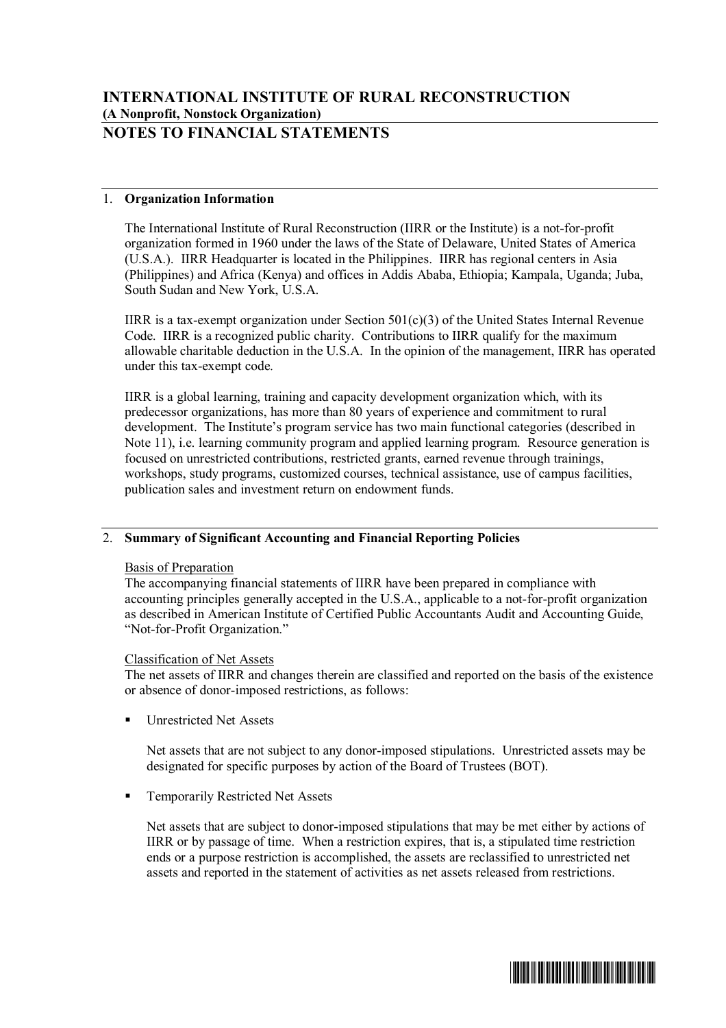# INTERNATIONAL INSTITUTE OF RURAL RECONSTRUCTION
**(A Nonprofit, Nonstock Organization)**

## NOTES TO FINANCIAL STATEMENTS

### 1. Organization Information

The International Institute of Rural Reconstruction (IIRR or the Institute) is a not-for-profit organization formed in 1960 under the laws of the State of Delaware, United States of America (U.S.A.). IIRR Headquarter is located in the Philippines. IIRR has regional centers in Asia (Philippines) and Africa (Kenya) and offices in Addis Ababa, Ethiopia; Kampala, Uganda; Juba, South Sudan and New York, U.S.A.

IIRR is a tax-exempt organization under Section 501(c)(3) of the United States Internal Revenue Code. IIRR is a recognized public charity. Contributions to IIRR qualify for the maximum allowable charitable deduction in the U.S.A. In the opinion of the management, IIRR has operated under this tax-exempt code.

IIRR is a global learning, training and capacity development organization which, with its predecessor organizations, has more than 80 years of experience and commitment to rural development. The Institute's program service has two main functional categories (described in Note 11), i.e. learning community program and applied learning program. Resource generation is focused on unrestricted contributions, restricted grants, earned revenue through trainings, workshops, study programs, customized courses, technical assistance, use of campus facilities, publication sales and investment return on endowment funds.

### 2. Summary of Significant Accounting and Financial Reporting Policies

Basis of Preparation

The accompanying financial statements of IIRR have been prepared in compliance with accounting principles generally accepted in the U.S.A., applicable to a not-for-profit organization as described in American Institute of Certified Public Accountants Audit and Accounting Guide, "Not-for-Profit Organization."

Classification of Net Assets

The net assets of IIRR and changes therein are classified and reported on the basis of the existence or absence of donor-imposed restrictions, as follows:

- Unrestricted Net Assets

  Net assets that are not subject to any donor-imposed stipulations. Unrestricted assets may be designated for specific purposes by action of the Board of Trustees (BOT).

- Temporarily Restricted Net Assets

  Net assets that are subject to donor-imposed stipulations that may be met either by actions of IIRR or by passage of time. When a restriction expires, that is, a stipulated time restriction ends or a purpose restriction is accomplished, the assets are reclassified to unrestricted net assets and reported in the statement of activities as net assets released from restrictions.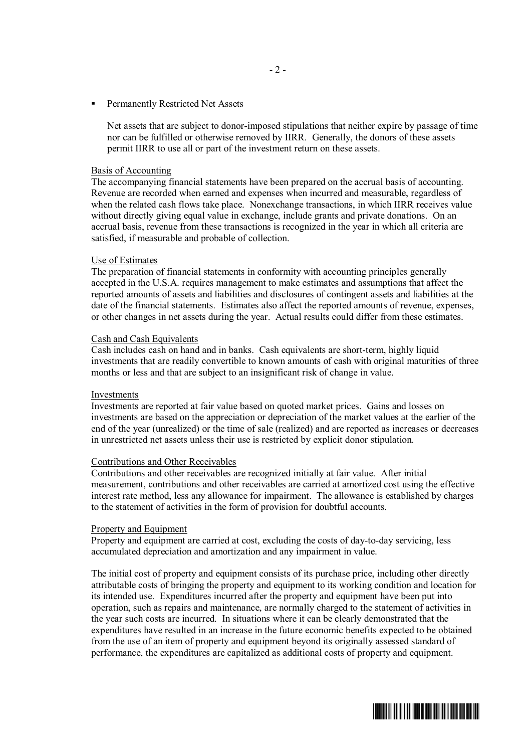- Permanently Restricted Net Assets

  Net assets that are subject to donor-imposed stipulations that neither expire by passage of time nor can be fulfilled or otherwise removed by IIRR. Generally, the donors of these assets permit IIRR to use all or part of the investment return on these assets.

Basis of Accounting
The accompanying financial statements have been prepared on the accrual basis of accounting. Revenue are recorded when earned and expenses when incurred and measurable, regardless of when the related cash flows take place. Nonexchange transactions, in which IIRR receives value without directly giving equal value in exchange, include grants and private donations. On an accrual basis, revenue from these transactions is recognized in the year in which all criteria are satisfied, if measurable and probable of collection.

Use of Estimates
The preparation of financial statements in conformity with accounting principles generally accepted in the U.S.A. requires management to make estimates and assumptions that affect the reported amounts of assets and liabilities and disclosures of contingent assets and liabilities at the date of the financial statements. Estimates also affect the reported amounts of revenue, expenses, or other changes in net assets during the year. Actual results could differ from these estimates.

Cash and Cash Equivalents
Cash includes cash on hand and in banks. Cash equivalents are short-term, highly liquid investments that are readily convertible to known amounts of cash with original maturities of three months or less and that are subject to an insignificant risk of change in value.

Investments
Investments are reported at fair value based on quoted market prices. Gains and losses on investments are based on the appreciation or depreciation of the market values at the earlier of the end of the year (unrealized) or the time of sale (realized) and are reported as increases or decreases in unrestricted net assets unless their use is restricted by explicit donor stipulation.

Contributions and Other Receivables
Contributions and other receivables are recognized initially at fair value. After initial measurement, contributions and other receivables are carried at amortized cost using the effective interest rate method, less any allowance for impairment. The allowance is established by charges to the statement of activities in the form of provision for doubtful accounts.

Property and Equipment
Property and equipment are carried at cost, excluding the costs of day-to-day servicing, less accumulated depreciation and amortization and any impairment in value.

The initial cost of property and equipment consists of its purchase price, including other directly attributable costs of bringing the property and equipment to its working condition and location for its intended use. Expenditures incurred after the property and equipment have been put into operation, such as repairs and maintenance, are normally charged to the statement of activities in the year such costs are incurred. In situations where it can be clearly demonstrated that the expenditures have resulted in an increase in the future economic benefits expected to be obtained from the use of an item of property and equipment beyond its originally assessed standard of performance, the expenditures are capitalized as additional costs of property and equipment.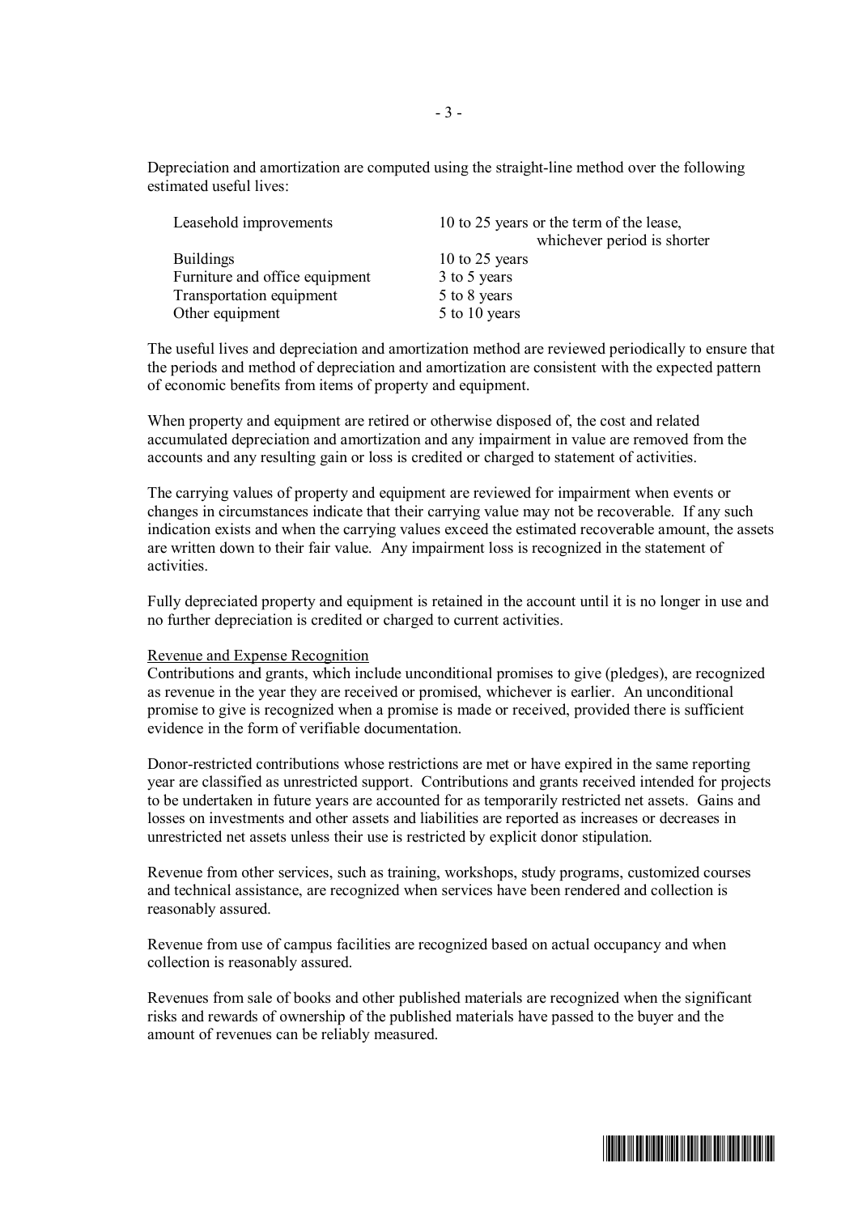Depreciation and amortization are computed using the straight-line method over the following estimated useful lives:

| | |
|---|---|
| Leasehold improvements | 10 to 25 years or the term of the lease, whichever period is shorter |
| Buildings | 10 to 25 years |
| Furniture and office equipment | 3 to 5 years |
| Transportation equipment | 5 to 8 years |
| Other equipment | 5 to 10 years |

The useful lives and depreciation and amortization method are reviewed periodically to ensure that the periods and method of depreciation and amortization are consistent with the expected pattern of economic benefits from items of property and equipment.

When property and equipment are retired or otherwise disposed of, the cost and related accumulated depreciation and amortization and any impairment in value are removed from the accounts and any resulting gain or loss is credited or charged to statement of activities.

The carrying values of property and equipment are reviewed for impairment when events or changes in circumstances indicate that their carrying value may not be recoverable. If any such indication exists and when the carrying values exceed the estimated recoverable amount, the assets are written down to their fair value. Any impairment loss is recognized in the statement of activities.

Fully depreciated property and equipment is retained in the account until it is no longer in use and no further depreciation is credited or charged to current activities.

Revenue and Expense Recognition

Contributions and grants, which include unconditional promises to give (pledges), are recognized as revenue in the year they are received or promised, whichever is earlier. An unconditional promise to give is recognized when a promise is made or received, provided there is sufficient evidence in the form of verifiable documentation.

Donor-restricted contributions whose restrictions are met or have expired in the same reporting year are classified as unrestricted support. Contributions and grants received intended for projects to be undertaken in future years are accounted for as temporarily restricted net assets. Gains and losses on investments and other assets and liabilities are reported as increases or decreases in unrestricted net assets unless their use is restricted by explicit donor stipulation.

Revenue from other services, such as training, workshops, study programs, customized courses and technical assistance, are recognized when services have been rendered and collection is reasonably assured.

Revenue from use of campus facilities are recognized based on actual occupancy and when collection is reasonably assured.

Revenues from sale of books and other published materials are recognized when the significant risks and rewards of ownership of the published materials have passed to the buyer and the amount of revenues can be reliably measured.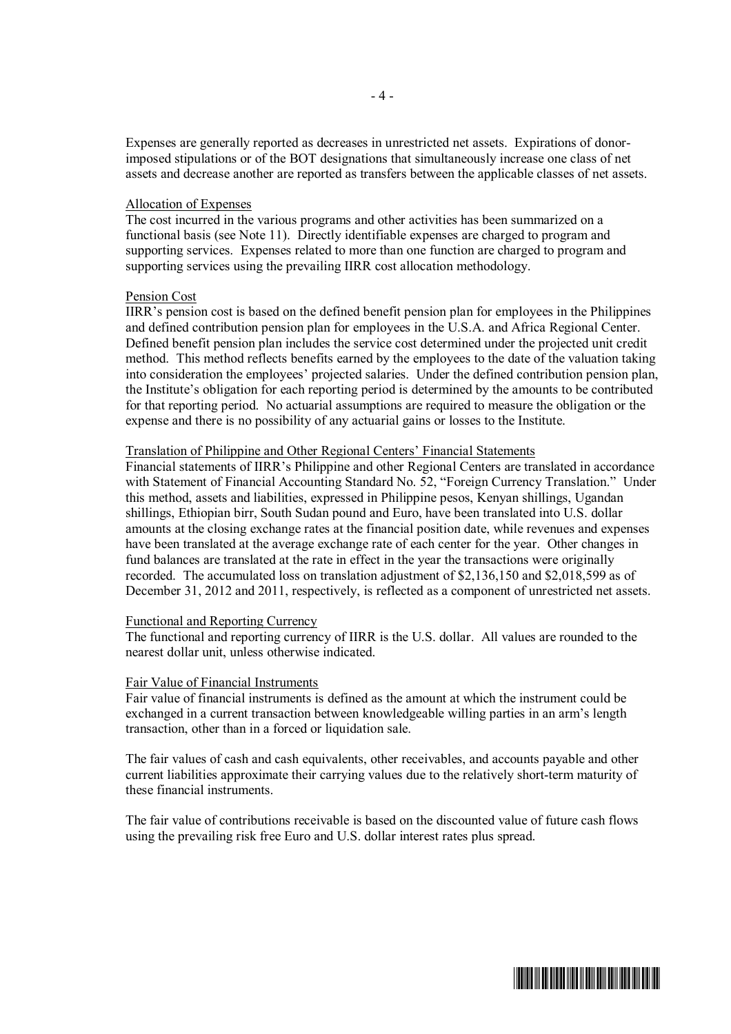Expenses are generally reported as decreases in unrestricted net assets. Expirations of donor-imposed stipulations or of the BOT designations that simultaneously increase one class of net assets and decrease another are reported as transfers between the applicable classes of net assets.

Allocation of Expenses

The cost incurred in the various programs and other activities has been summarized on a functional basis (see Note 11). Directly identifiable expenses are charged to program and supporting services. Expenses related to more than one function are charged to program and supporting services using the prevailing IIRR cost allocation methodology.

Pension Cost

IIRR's pension cost is based on the defined benefit pension plan for employees in the Philippines and defined contribution pension plan for employees in the U.S.A. and Africa Regional Center. Defined benefit pension plan includes the service cost determined under the projected unit credit method. This method reflects benefits earned by the employees to the date of the valuation taking into consideration the employees' projected salaries. Under the defined contribution pension plan, the Institute's obligation for each reporting period is determined by the amounts to be contributed for that reporting period. No actuarial assumptions are required to measure the obligation or the expense and there is no possibility of any actuarial gains or losses to the Institute.

Translation of Philippine and Other Regional Centers' Financial Statements

Financial statements of IIRR's Philippine and other Regional Centers are translated in accordance with Statement of Financial Accounting Standard No. 52, "Foreign Currency Translation." Under this method, assets and liabilities, expressed in Philippine pesos, Kenyan shillings, Ugandan shillings, Ethiopian birr, South Sudan pound and Euro, have been translated into U.S. dollar amounts at the closing exchange rates at the financial position date, while revenues and expenses have been translated at the average exchange rate of each center for the year. Other changes in fund balances are translated at the rate in effect in the year the transactions were originally recorded. The accumulated loss on translation adjustment of $2,136,150 and $2,018,599 as of December 31, 2012 and 2011, respectively, is reflected as a component of unrestricted net assets.

Functional and Reporting Currency

The functional and reporting currency of IIRR is the U.S. dollar. All values are rounded to the nearest dollar unit, unless otherwise indicated.

Fair Value of Financial Instruments

Fair value of financial instruments is defined as the amount at which the instrument could be exchanged in a current transaction between knowledgeable willing parties in an arm's length transaction, other than in a forced or liquidation sale.

The fair values of cash and cash equivalents, other receivables, and accounts payable and other current liabilities approximate their carrying values due to the relatively short-term maturity of these financial instruments.

The fair value of contributions receivable is based on the discounted value of future cash flows using the prevailing risk free Euro and U.S. dollar interest rates plus spread.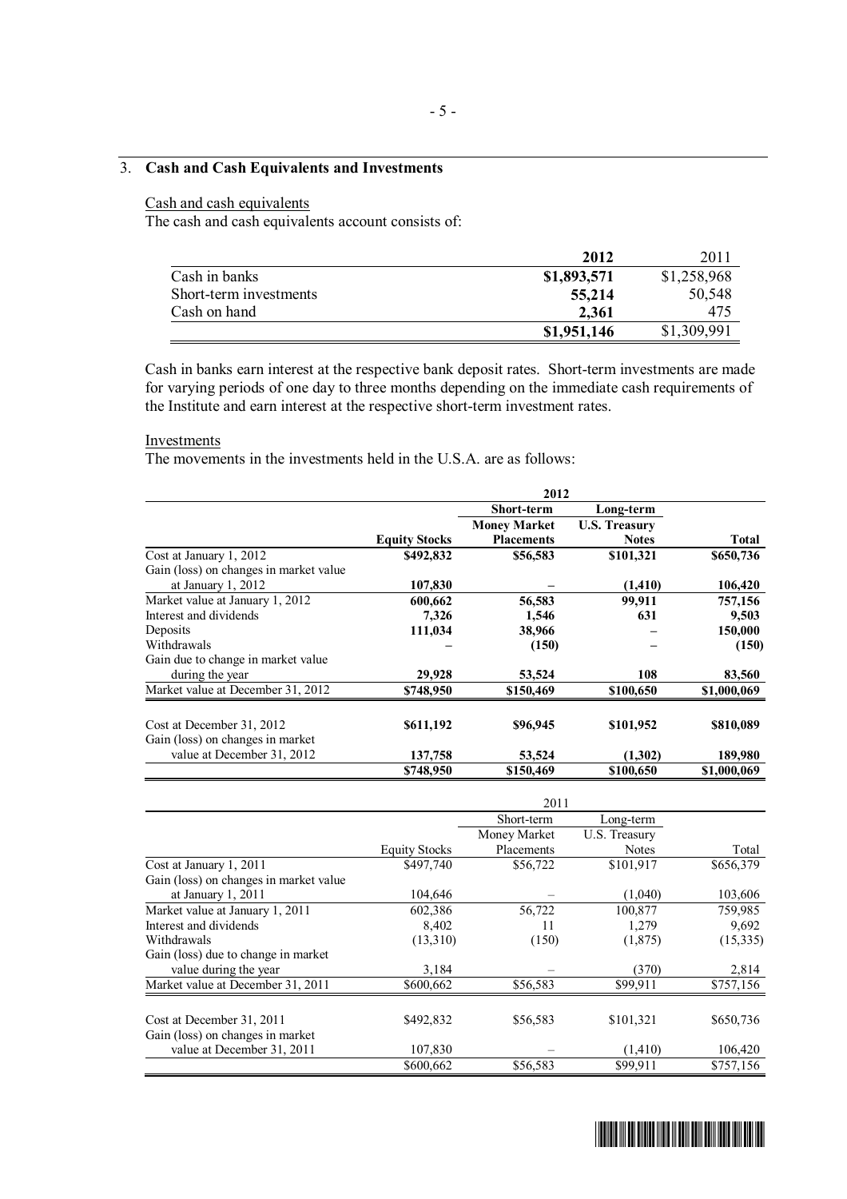## 3. Cash and Cash Equivalents and Investments

Cash and cash equivalents

The cash and cash equivalents account consists of:

| | **2012** | 2011 |
|---|---|---|
| Cash in banks | **$1,893,571** | $1,258,968 |
| Short-term investments | **55,214** | 50,548 |
| Cash on hand | **2,361** | 475 |
| | **$1,951,146** | $1,309,991 |

Cash in banks earn interest at the respective bank deposit rates. Short-term investments are made for varying periods of one day to three months depending on the immediate cash requirements of the Institute and earn interest at the respective short-term investment rates.

Investments

The movements in the investments held in the U.S.A. are as follows:

| | **2012** | | | |
|---|---|---|---|---|
| | **Equity Stocks** | **Short-term Money Market Placements** | **Long-term U.S. Treasury Notes** | **Total** |
| Cost at January 1, 2012 | **$492,832** | **$56,583** | **$101,321** | **$650,736** |
| Gain (loss) on changes in market value at January 1, 2012 | **107,830** | **–** | **(1,410)** | **106,420** |
| Market value at January 1, 2012 | **600,662** | **56,583** | **99,911** | **757,156** |
| Interest and dividends | **7,326** | **1,546** | **631** | **9,503** |
| Deposits | **111,034** | **38,966** | **–** | **150,000** |
| Withdrawals | **–** | **(150)** | **–** | **(150)** |
| Gain due to change in market value during the year | **29,928** | **53,524** | **108** | **83,560** |
| Market value at December 31, 2012 | **$748,950** | **$150,469** | **$100,650** | **$1,000,069** |
| Cost at December 31, 2012 | **$611,192** | **$96,945** | **$101,952** | **$810,089** |
| Gain (loss) on changes in market value at December 31, 2012 | **137,758** | **53,524** | **(1,302)** | **189,980** |
| | **$748,950** | **$150,469** | **$100,650** | **$1,000,069** |

| | 2011 | | | |
|---|---|---|---|---|
| | Equity Stocks | Short-term Money Market Placements | Long-term U.S. Treasury Notes | Total |
| Cost at January 1, 2011 | $497,740 | $56,722 | $101,917 | $656,379 |
| Gain (loss) on changes in market value at January 1, 2011 | 104,646 | – | (1,040) | 103,606 |
| Market value at January 1, 2011 | 602,386 | 56,722 | 100,877 | 759,985 |
| Interest and dividends | 8,402 | 11 | 1,279 | 9,692 |
| Withdrawals | (13,310) | (150) | (1,875) | (15,335) |
| Gain (loss) due to change in market value during the year | 3,184 | – | (370) | 2,814 |
| Market value at December 31, 2011 | $600,662 | $56,583 | $99,911 | $757,156 |
| Cost at December 31, 2011 | $492,832 | $56,583 | $101,321 | $650,736 |
| Gain (loss) on changes in market value at December 31, 2011 | 107,830 | – | (1,410) | 106,420 |
| | $600,662 | $56,583 | $99,911 | $757,156 |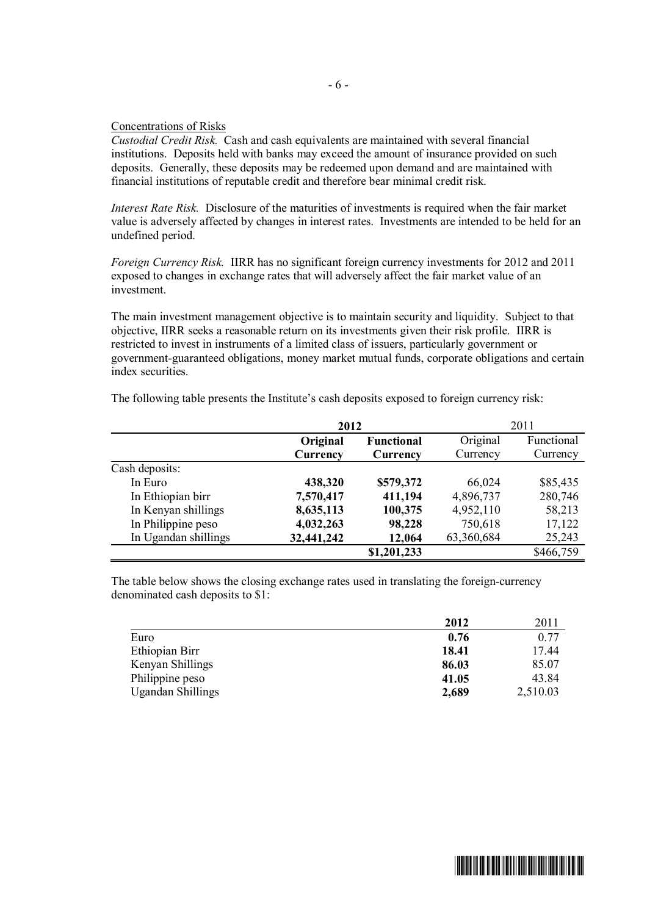Concentrations of Risks

*Custodial Credit Risk.* Cash and cash equivalents are maintained with several financial institutions. Deposits held with banks may exceed the amount of insurance provided on such deposits. Generally, these deposits may be redeemed upon demand and are maintained with financial institutions of reputable credit and therefore bear minimal credit risk.

*Interest Rate Risk.* Disclosure of the maturities of investments is required when the fair market value is adversely affected by changes in interest rates. Investments are intended to be held for an undefined period.

*Foreign Currency Risk.* IIRR has no significant foreign currency investments for 2012 and 2011 exposed to changes in exchange rates that will adversely affect the fair market value of an investment.

The main investment management objective is to maintain security and liquidity. Subject to that objective, IIRR seeks a reasonable return on its investments given their risk profile. IIRR is restricted to invest in instruments of a limited class of issuers, particularly government or government-guaranteed obligations, money market mutual funds, corporate obligations and certain index securities.

The following table presents the Institute's cash deposits exposed to foreign currency risk:

| | **2012** | | 2011 | |
|---|---|---|---|---|
| | **Original Currency** | **Functional Currency** | Original Currency | Functional Currency |
| Cash deposits: | | | | |
| In Euro | **438,320** | **$579,372** | 66,024 | $85,435 |
| In Ethiopian birr | **7,570,417** | **411,194** | 4,896,737 | 280,746 |
| In Kenyan shillings | **8,635,113** | **100,375** | 4,952,110 | 58,213 |
| In Philippine peso | **4,032,263** | **98,228** | 750,618 | 17,122 |
| In Ugandan shillings | **32,441,242** | **12,064** | 63,360,684 | 25,243 |
| | | **$1,201,233** | | $466,759 |

The table below shows the closing exchange rates used in translating the foreign-currency denominated cash deposits to $1:

| | **2012** | 2011 |
|---|---|---|
| Euro | **0.76** | 0.77 |
| Ethiopian Birr | **18.41** | 17.44 |
| Kenyan Shillings | **86.03** | 85.07 |
| Philippine peso | **41.05** | 43.84 |
| Ugandan Shillings | **2,689** | 2,510.03 |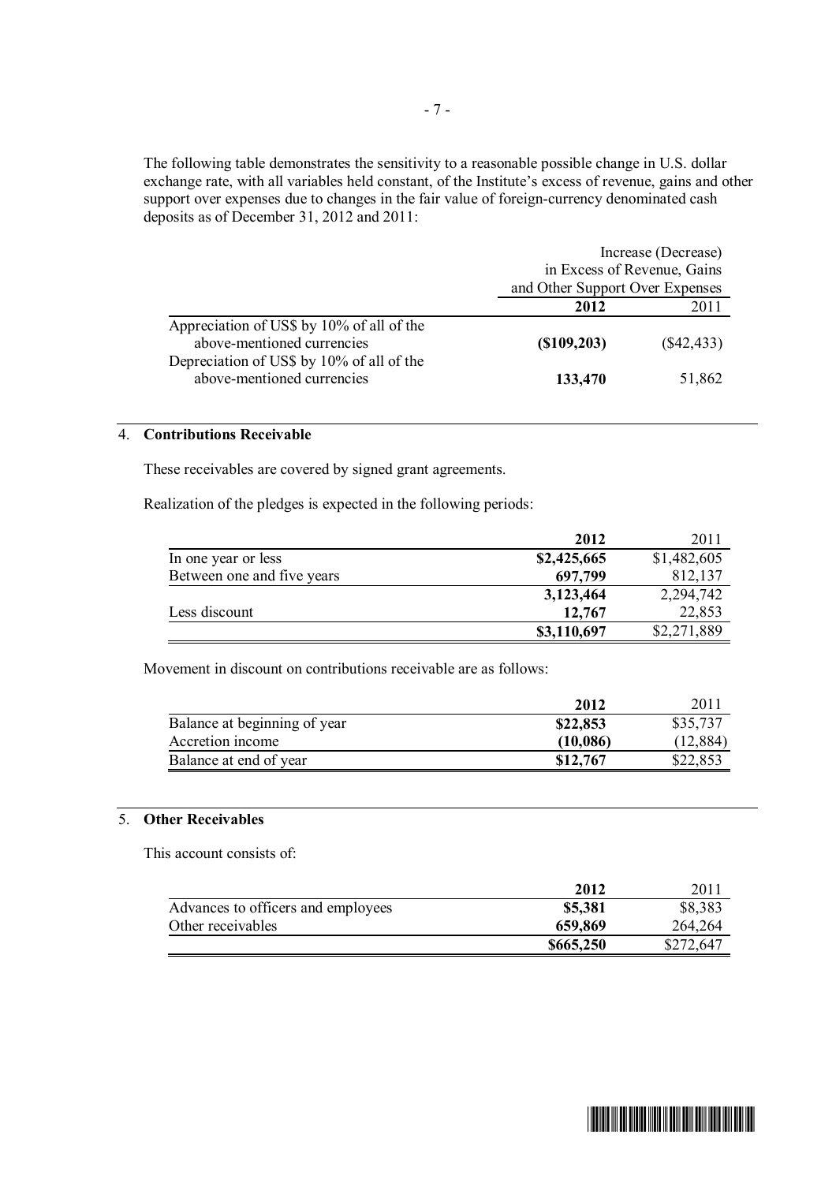The following table demonstrates the sensitivity to a reasonable possible change in U.S. dollar exchange rate, with all variables held constant, of the Institute's excess of revenue, gains and other support over expenses due to changes in the fair value of foreign-currency denominated cash deposits as of December 31, 2012 and 2011:

| | Increase (Decrease) in Excess of Revenue, Gains and Other Support Over Expenses | |
|---|---|---|
| | **2012** | 2011 |
| Appreciation of US$ by 10% of all of the above-mentioned currencies | **($109,203)** | ($42,433) |
| Depreciation of US$ by 10% of all of the above-mentioned currencies | **133,470** | 51,862 |

## 4. Contributions Receivable

These receivables are covered by signed grant agreements.

Realization of the pledges is expected in the following periods:

| | **2012** | 2011 |
|---|---|---|
| In one year or less | **$2,425,665** | $1,482,605 |
| Between one and five years | **697,799** | 812,137 |
| | **3,123,464** | 2,294,742 |
| Less discount | **12,767** | 22,853 |
| | **$3,110,697** | $2,271,889 |

Movement in discount on contributions receivable are as follows:

| | **2012** | 2011 |
|---|---|---|
| Balance at beginning of year | **$22,853** | $35,737 |
| Accretion income | **(10,086)** | (12,884) |
| Balance at end of year | **$12,767** | $22,853 |

## 5. Other Receivables

This account consists of:

| | **2012** | 2011 |
|---|---|---|
| Advances to officers and employees | **$5,381** | $8,383 |
| Other receivables | **659,869** | 264,264 |
| | **$665,250** | $272,647 |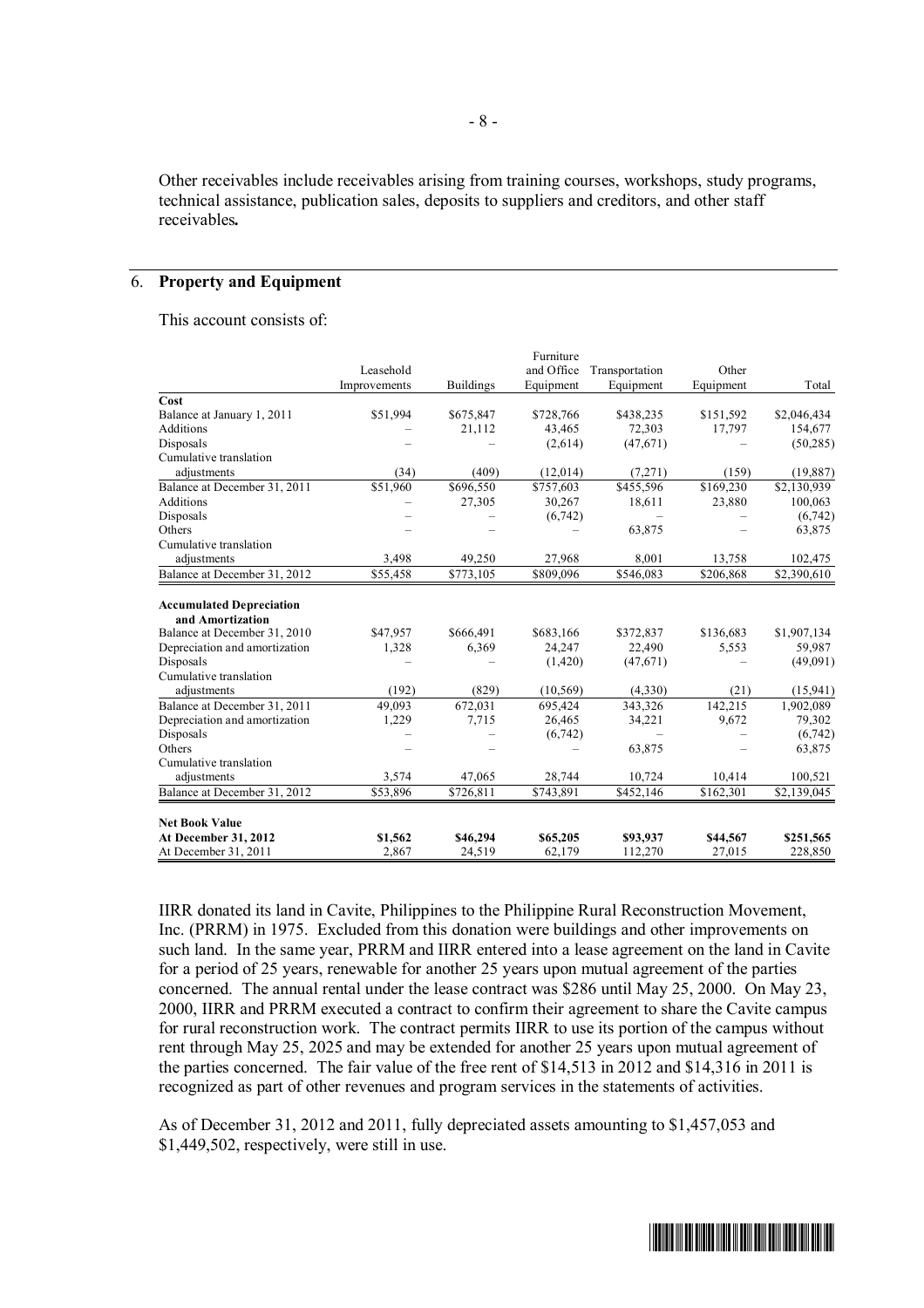Other receivables include receivables arising from training courses, workshops, study programs, technical assistance, publication sales, deposits to suppliers and creditors, and other staff receivables**.**

## 6. Property and Equipment

This account consists of:

| | Leasehold Improvements | Buildings | Furniture and Office Equipment | Transportation Equipment | Other Equipment | Total |
|---|---|---|---|---|---|---|
| **Cost** | | | | | | |
| Balance at January 1, 2011 | $51,994 | $675,847 | $728,766 | $438,235 | $151,592 | $2,046,434 |
| Additions | – | 21,112 | 43,465 | 72,303 | 17,797 | 154,677 |
| Disposals | – | – | (2,614) | (47,671) | – | (50,285) |
| Cumulative translation adjustments | (34) | (409) | (12,014) | (7,271) | (159) | (19,887) |
| Balance at December 31, 2011 | $51,960 | $696,550 | $757,603 | $455,596 | $169,230 | $2,130,939 |
| Additions | – | 27,305 | 30,267 | 18,611 | 23,880 | 100,063 |
| Disposals | – | – | (6,742) | – | – | (6,742) |
| Others | – | – | – | 63,875 | – | 63,875 |
| Cumulative translation adjustments | 3,498 | 49,250 | 27,968 | 8,001 | 13,758 | 102,475 |
| Balance at December 31, 2012 | $55,458 | $773,105 | $809,096 | $546,083 | $206,868 | $2,390,610 |
| **Accumulated Depreciation and Amortization** | | | | | | |
| Balance at December 31, 2010 | $47,957 | $666,491 | $683,166 | $372,837 | $136,683 | $1,907,134 |
| Depreciation and amortization | 1,328 | 6,369 | 24,247 | 22,490 | 5,553 | 59,987 |
| Disposals | – | – | (1,420) | (47,671) | – | (49,091) |
| Cumulative translation adjustments | (192) | (829) | (10,569) | (4,330) | (21) | (15,941) |
| Balance at December 31, 2011 | 49,093 | 672,031 | 695,424 | 343,326 | 142,215 | 1,902,089 |
| Depreciation and amortization | 1,229 | 7,715 | 26,465 | 34,221 | 9,672 | 79,302 |
| Disposals | – | – | (6,742) | – | – | (6,742) |
| Others | – | – | – | 63,875 | – | 63,875 |
| Cumulative translation adjustments | 3,574 | 47,065 | 28,744 | 10,724 | 10,414 | 100,521 |
| Balance at December 31, 2012 | $53,896 | $726,811 | $743,891 | $452,146 | $162,301 | $2,139,045 |
| **Net Book Value** | | | | | | |
| **At December 31, 2012** | **$1,562** | **$46,294** | **$65,205** | **$93,937** | **$44,567** | **$251,565** |
| At December 31, 2011 | 2,867 | 24,519 | 62,179 | 112,270 | 27,015 | 228,850 |

IIRR donated its land in Cavite, Philippines to the Philippine Rural Reconstruction Movement, Inc. (PRRM) in 1975. Excluded from this donation were buildings and other improvements on such land. In the same year, PRRM and IIRR entered into a lease agreement on the land in Cavite for a period of 25 years, renewable for another 25 years upon mutual agreement of the parties concerned. The annual rental under the lease contract was $286 until May 25, 2000. On May 23, 2000, IIRR and PRRM executed a contract to confirm their agreement to share the Cavite campus for rural reconstruction work. The contract permits IIRR to use its portion of the campus without rent through May 25, 2025 and may be extended for another 25 years upon mutual agreement of the parties concerned. The fair value of the free rent of $14,513 in 2012 and $14,316 in 2011 is recognized as part of other revenues and program services in the statements of activities.

As of December 31, 2012 and 2011, fully depreciated assets amounting to $1,457,053 and $1,449,502, respectively, were still in use.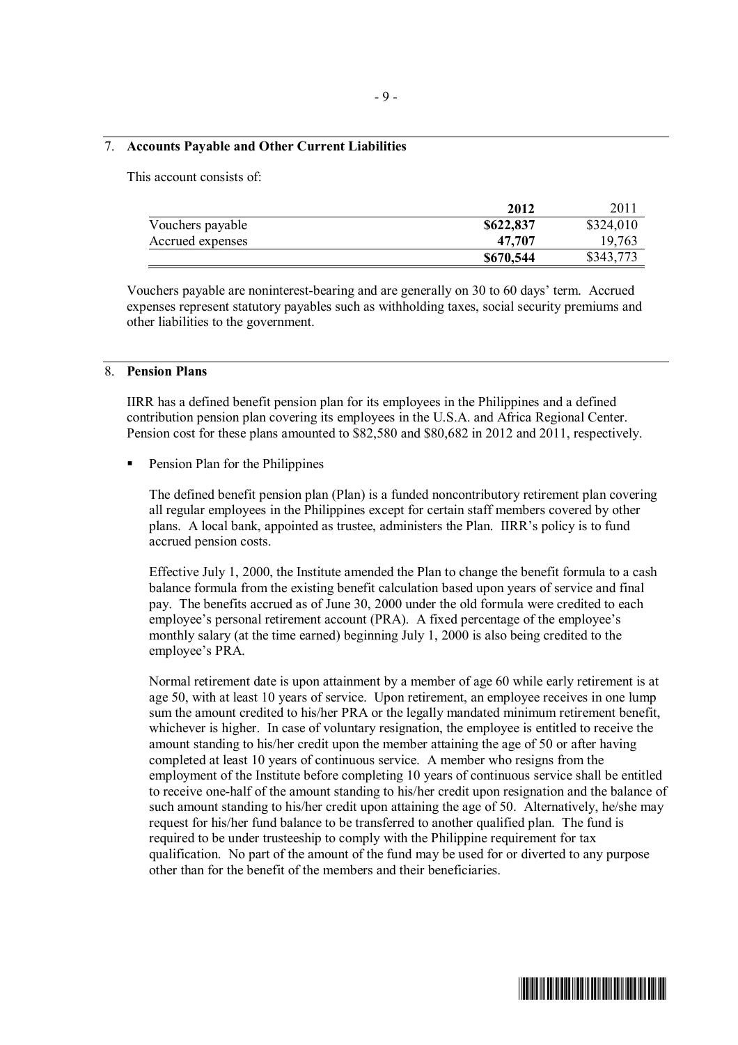## 7. Accounts Payable and Other Current Liabilities

This account consists of:

| | 2012 | 2011 |
|---|---|---|
| Vouchers payable | **$622,837** | $324,010 |
| Accrued expenses | **47,707** | 19,763 |
| | **$670,544** | $343,773 |

Vouchers payable are noninterest-bearing and are generally on 30 to 60 days' term. Accrued expenses represent statutory payables such as withholding taxes, social security premiums and other liabilities to the government.

## 8. Pension Plans

IIRR has a defined benefit pension plan for its employees in the Philippines and a defined contribution pension plan covering its employees in the U.S.A. and Africa Regional Center. Pension cost for these plans amounted to $82,580 and $80,682 in 2012 and 2011, respectively.

- Pension Plan for the Philippines

  The defined benefit pension plan (Plan) is a funded noncontributory retirement plan covering all regular employees in the Philippines except for certain staff members covered by other plans. A local bank, appointed as trustee, administers the Plan. IIRR's policy is to fund accrued pension costs.

  Effective July 1, 2000, the Institute amended the Plan to change the benefit formula to a cash balance formula from the existing benefit calculation based upon years of service and final pay. The benefits accrued as of June 30, 2000 under the old formula were credited to each employee's personal retirement account (PRA). A fixed percentage of the employee's monthly salary (at the time earned) beginning July 1, 2000 is also being credited to the employee's PRA.

  Normal retirement date is upon attainment by a member of age 60 while early retirement is at age 50, with at least 10 years of service. Upon retirement, an employee receives in one lump sum the amount credited to his/her PRA or the legally mandated minimum retirement benefit, whichever is higher. In case of voluntary resignation, the employee is entitled to receive the amount standing to his/her credit upon the member attaining the age of 50 or after having completed at least 10 years of continuous service. A member who resigns from the employment of the Institute before completing 10 years of continuous service shall be entitled to receive one-half of the amount standing to his/her credit upon resignation and the balance of such amount standing to his/her credit upon attaining the age of 50. Alternatively, he/she may request for his/her fund balance to be transferred to another qualified plan. The fund is required to be under trusteeship to comply with the Philippine requirement for tax qualification. No part of the amount of the fund may be used for or diverted to any purpose other than for the benefit of the members and their beneficiaries.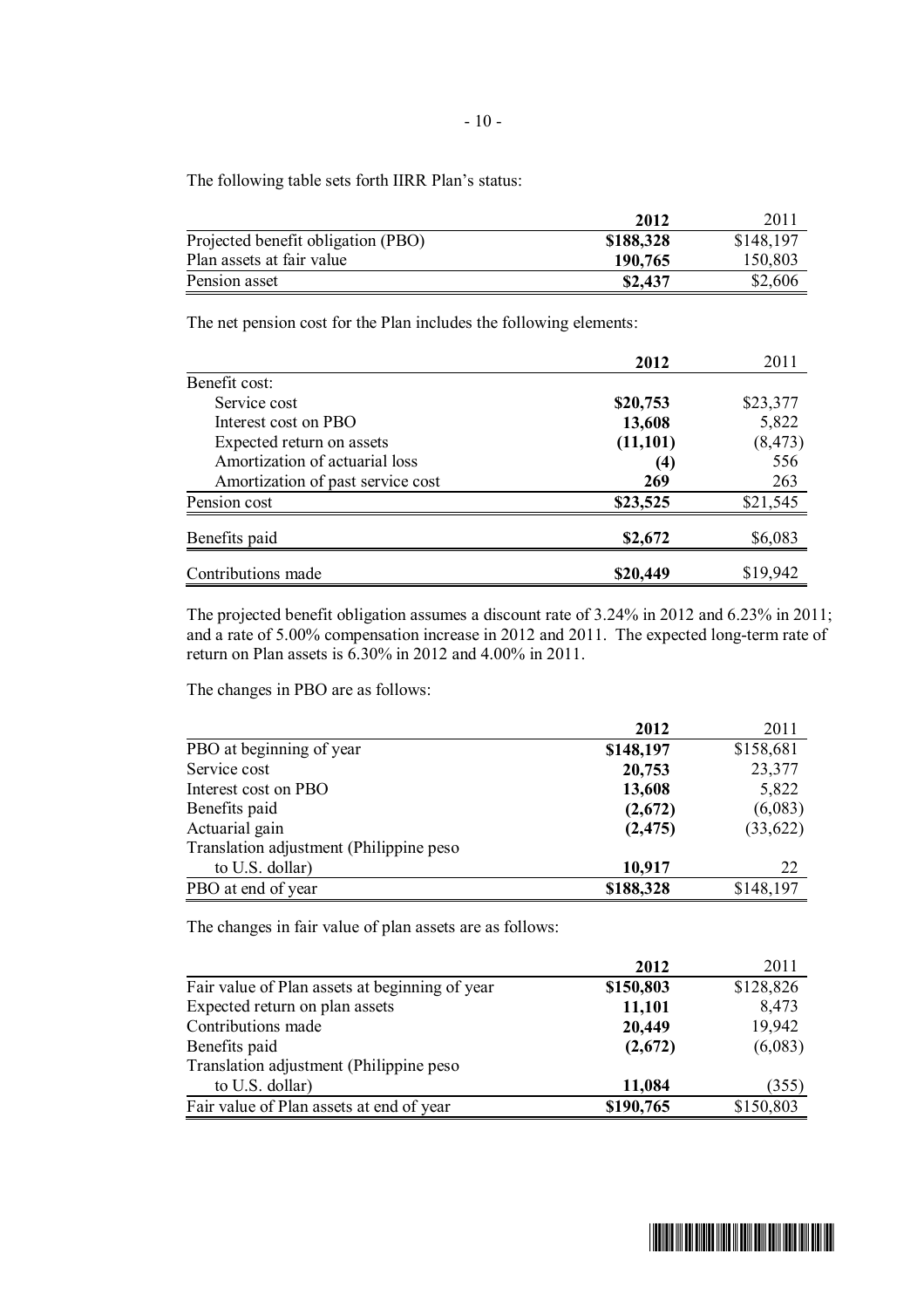The following table sets forth IIRR Plan's status:

| | 2012 | 2011 |
|---|---|---|
| Projected benefit obligation (PBO) | **$188,328** | $148,197 |
| Plan assets at fair value | **190,765** | 150,803 |
| Pension asset | **$2,437** | $2,606 |

The net pension cost for the Plan includes the following elements:

| | 2012 | 2011 |
|---|---|---|
| Benefit cost: | | |
| Service cost | **$20,753** | $23,377 |
| Interest cost on PBO | **13,608** | 5,822 |
| Expected return on assets | **(11,101)** | (8,473) |
| Amortization of actuarial loss | **(4)** | 556 |
| Amortization of past service cost | **269** | 263 |
| Pension cost | **$23,525** | $21,545 |
| Benefits paid | **$2,672** | $6,083 |
| Contributions made | **$20,449** | $19,942 |

The projected benefit obligation assumes a discount rate of 3.24% in 2012 and 6.23% in 2011; and a rate of 5.00% compensation increase in 2012 and 2011. The expected long-term rate of return on Plan assets is 6.30% in 2012 and 4.00% in 2011.

The changes in PBO are as follows:

| | 2012 | 2011 |
|---|---|---|
| PBO at beginning of year | **$148,197** | $158,681 |
| Service cost | **20,753** | 23,377 |
| Interest cost on PBO | **13,608** | 5,822 |
| Benefits paid | **(2,672)** | (6,083) |
| Actuarial gain | **(2,475)** | (33,622) |
| Translation adjustment (Philippine peso to U.S. dollar) | **10,917** | 22 |
| PBO at end of year | **$188,328** | $148,197 |

The changes in fair value of plan assets are as follows:

| | 2012 | 2011 |
|---|---|---|
| Fair value of Plan assets at beginning of year | **$150,803** | $128,826 |
| Expected return on plan assets | **11,101** | 8,473 |
| Contributions made | **20,449** | 19,942 |
| Benefits paid | **(2,672)** | (6,083) |
| Translation adjustment (Philippine peso to U.S. dollar) | **11,084** | (355) |
| Fair value of Plan assets at end of year | **$190,765** | $150,803 |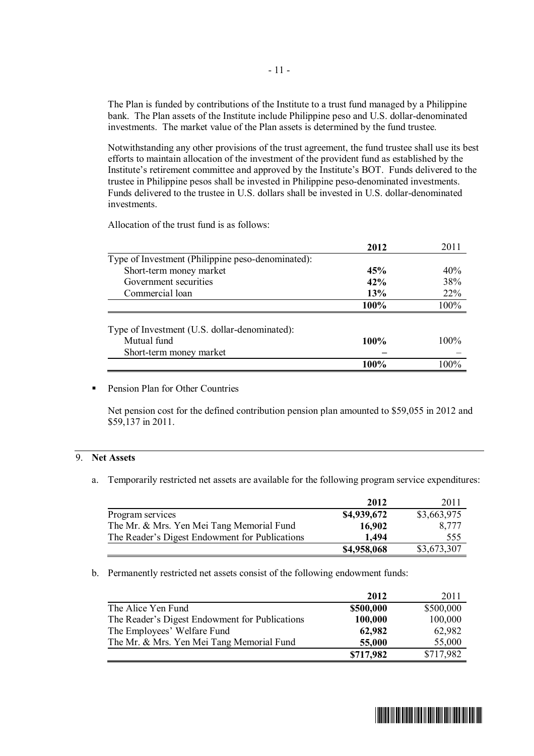The Plan is funded by contributions of the Institute to a trust fund managed by a Philippine bank. The Plan assets of the Institute include Philippine peso and U.S. dollar-denominated investments. The market value of the Plan assets is determined by the fund trustee.

Notwithstanding any other provisions of the trust agreement, the fund trustee shall use its best efforts to maintain allocation of the investment of the provident fund as established by the Institute's retirement committee and approved by the Institute's BOT. Funds delivered to the trustee in Philippine pesos shall be invested in Philippine peso-denominated investments. Funds delivered to the trustee in U.S. dollars shall be invested in U.S. dollar-denominated investments.

Allocation of the trust fund is as follows:

| | **2012** | 2011 |
|---|---|---|
| Type of Investment (Philippine peso-denominated): | | |
| Short-term money market | **45%** | 40% |
| Government securities | **42%** | 38% |
| Commercial loan | **13%** | 22% |
| | **100%** | 100% |
| Type of Investment (U.S. dollar-denominated): | | |
| Mutual fund | **100%** | 100% |
| Short-term money market | **–** | – |
| | **100%** | 100% |

- Pension Plan for Other Countries

  Net pension cost for the defined contribution pension plan amounted to $59,055 in 2012 and $59,137 in 2011.

## 9. Net Assets

a. Temporarily restricted net assets are available for the following program service expenditures:

| | **2012** | 2011 |
|---|---|---|
| Program services | **$4,939,672** | $3,663,975 |
| The Mr. & Mrs. Yen Mei Tang Memorial Fund | **16,902** | 8,777 |
| The Reader's Digest Endowment for Publications | **1,494** | 555 |
| | **$4,958,068** | $3,673,307 |

b. Permanently restricted net assets consist of the following endowment funds:

| | **2012** | 2011 |
|---|---|---|
| The Alice Yen Fund | **$500,000** | $500,000 |
| The Reader's Digest Endowment for Publications | **100,000** | 100,000 |
| The Employees' Welfare Fund | **62,982** | 62,982 |
| The Mr. & Mrs. Yen Mei Tang Memorial Fund | **55,000** | 55,000 |
| | **$717,982** | $717,982 |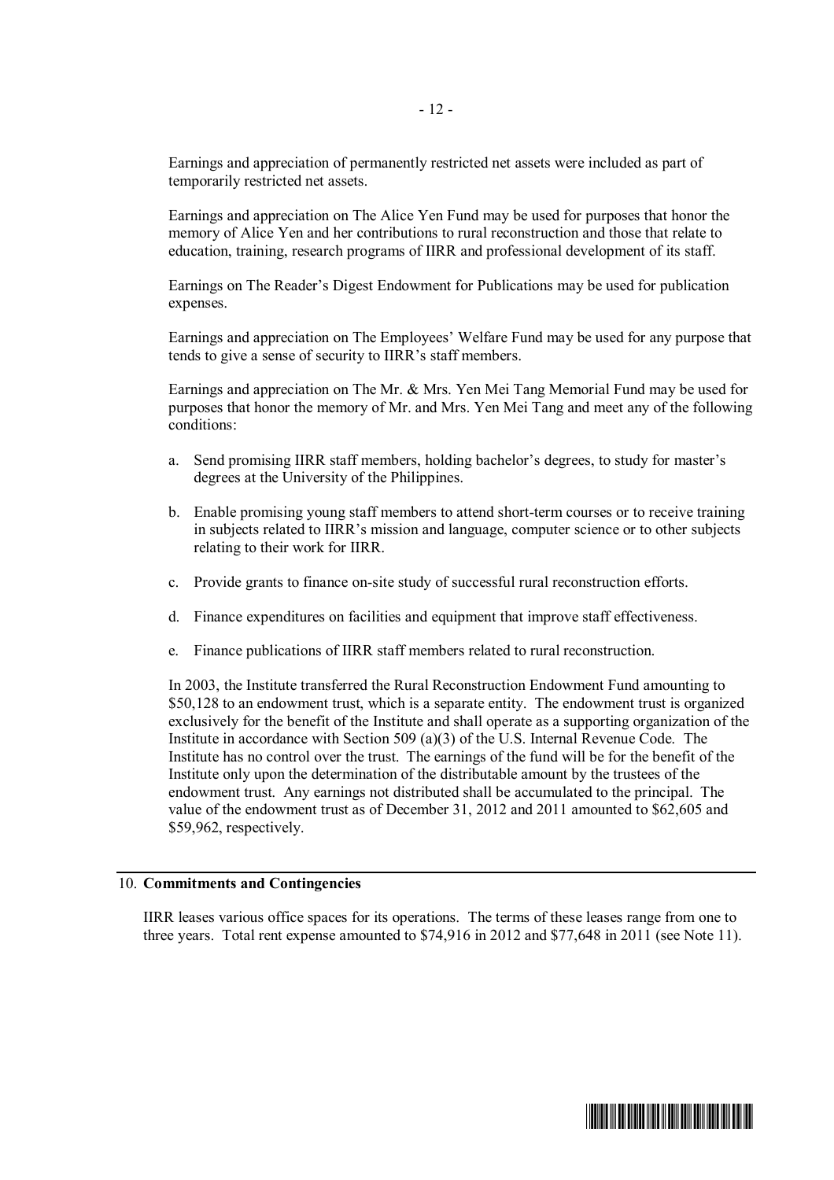Earnings and appreciation of permanently restricted net assets were included as part of temporarily restricted net assets.

Earnings and appreciation on The Alice Yen Fund may be used for purposes that honor the memory of Alice Yen and her contributions to rural reconstruction and those that relate to education, training, research programs of IIRR and professional development of its staff.

Earnings on The Reader's Digest Endowment for Publications may be used for publication expenses.

Earnings and appreciation on The Employees' Welfare Fund may be used for any purpose that tends to give a sense of security to IIRR's staff members.

Earnings and appreciation on The Mr. & Mrs. Yen Mei Tang Memorial Fund may be used for purposes that honor the memory of Mr. and Mrs. Yen Mei Tang and meet any of the following conditions:

a. Send promising IIRR staff members, holding bachelor's degrees, to study for master's degrees at the University of the Philippines.

b. Enable promising young staff members to attend short-term courses or to receive training in subjects related to IIRR's mission and language, computer science or to other subjects relating to their work for IIRR.

c. Provide grants to finance on-site study of successful rural reconstruction efforts.

d. Finance expenditures on facilities and equipment that improve staff effectiveness.

e. Finance publications of IIRR staff members related to rural reconstruction.

In 2003, the Institute transferred the Rural Reconstruction Endowment Fund amounting to \$50,128 to an endowment trust, which is a separate entity. The endowment trust is organized exclusively for the benefit of the Institute and shall operate as a supporting organization of the Institute in accordance with Section 509 (a)(3) of the U.S. Internal Revenue Code. The Institute has no control over the trust. The earnings of the fund will be for the benefit of the Institute only upon the determination of the distributable amount by the trustees of the endowment trust. Any earnings not distributed shall be accumulated to the principal. The value of the endowment trust as of December 31, 2012 and 2011 amounted to \$62,605 and \$59,962, respectively.

## 10. Commitments and Contingencies

IIRR leases various office spaces for its operations. The terms of these leases range from one to three years. Total rent expense amounted to \$74,916 in 2012 and \$77,648 in 2011 (see Note 11).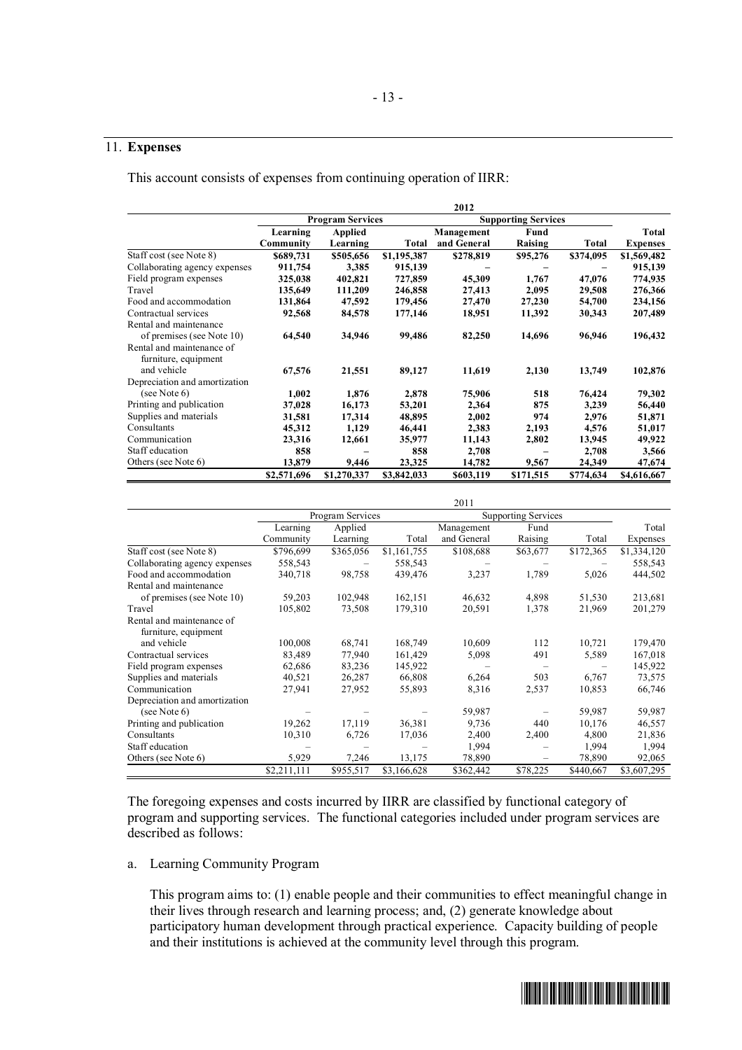## 11. Expenses

This account consists of expenses from continuing operation of IIRR:

| | 2012 | | | | | | |
|---|---|---|---|---|---|---|---|
| | **Program Services** | | | **Supporting Services** | | | |
| | **Learning Community** | **Applied Learning** | **Total** | **Management and General** | **Fund Raising** | **Total** | **Total Expenses** |
| Staff cost (see Note 8) | **$689,731** | **$505,656** | **$1,195,387** | **$278,819** | **$95,276** | **$374,095** | **$1,569,482** |
| Collaborating agency expenses | **911,754** | **3,385** | **915,139** | **–** | **–** | **–** | **915,139** |
| Field program expenses | **325,038** | **402,821** | **727,859** | **45,309** | **1,767** | **47,076** | **774,935** |
| Travel | **135,649** | **111,209** | **246,858** | **27,413** | **2,095** | **29,508** | **276,366** |
| Food and accommodation | **131,864** | **47,592** | **179,456** | **27,470** | **27,230** | **54,700** | **234,156** |
| Contractual services | **92,568** | **84,578** | **177,146** | **18,951** | **11,392** | **30,343** | **207,489** |
| Rental and maintenance of premises (see Note 10) | **64,540** | **34,946** | **99,486** | **82,250** | **14,696** | **96,946** | **196,432** |
| Rental and maintenance of furniture, equipment and vehicle | **67,576** | **21,551** | **89,127** | **11,619** | **2,130** | **13,749** | **102,876** |
| Depreciation and amortization (see Note 6) | **1,002** | **1,876** | **2,878** | **75,906** | **518** | **76,424** | **79,302** |
| Printing and publication | **37,028** | **16,173** | **53,201** | **2,364** | **875** | **3,239** | **56,440** |
| Supplies and materials | **31,581** | **17,314** | **48,895** | **2,002** | **974** | **2,976** | **51,871** |
| Consultants | **45,312** | **1,129** | **46,441** | **2,383** | **2,193** | **4,576** | **51,017** |
| Communication | **23,316** | **12,661** | **35,977** | **11,143** | **2,802** | **13,945** | **49,922** |
| Staff education | **858** | **–** | **858** | **2,708** | **–** | **2,708** | **3,566** |
| Others (see Note 6) | **13,879** | **9,446** | **23,325** | **14,782** | **9,567** | **24,349** | **47,674** |
| | **$2,571,696** | **$1,270,337** | **$3,842,033** | **$603,119** | **$171,515** | **$774,634** | **$4,616,667** |

| | 2011 | | | | | | |
|---|---|---|---|---|---|---|---|
| | Program Services | | | Supporting Services | | | |
| | Learning Community | Applied Learning | Total | Management and General | Fund Raising | Total | Total Expenses |
| Staff cost (see Note 8) | $796,699 | $365,056 | $1,161,755 | $108,688 | $63,677 | $172,365 | $1,334,120 |
| Collaborating agency expenses | 558,543 | – | 558,543 | – | – | – | 558,543 |
| Food and accommodation | 340,718 | 98,758 | 439,476 | 3,237 | 1,789 | 5,026 | 444,502 |
| Rental and maintenance of premises (see Note 10) | 59,203 | 102,948 | 162,151 | 46,632 | 4,898 | 51,530 | 213,681 |
| Travel | 105,802 | 73,508 | 179,310 | 20,591 | 1,378 | 21,969 | 201,279 |
| Rental and maintenance of furniture, equipment and vehicle | 100,008 | 68,741 | 168,749 | 10,609 | 112 | 10,721 | 179,470 |
| Contractual services | 83,489 | 77,940 | 161,429 | 5,098 | 491 | 5,589 | 167,018 |
| Field program expenses | 62,686 | 83,236 | 145,922 | – | – | – | 145,922 |
| Supplies and materials | 40,521 | 26,287 | 66,808 | 6,264 | 503 | 6,767 | 73,575 |
| Communication | 27,941 | 27,952 | 55,893 | 8,316 | 2,537 | 10,853 | 66,746 |
| Depreciation and amortization (see Note 6) | – | – | – | 59,987 | – | 59,987 | 59,987 |
| Printing and publication | 19,262 | 17,119 | 36,381 | 9,736 | 440 | 10,176 | 46,557 |
| Consultants | 10,310 | 6,726 | 17,036 | 2,400 | 2,400 | 4,800 | 21,836 |
| Staff education | – | – | – | 1,994 | – | 1,994 | 1,994 |
| Others (see Note 6) | 5,929 | 7,246 | 13,175 | 78,890 | – | 78,890 | 92,065 |
| | $2,211,111 | $955,517 | $3,166,628 | $362,442 | $78,225 | $440,667 | $3,607,295 |

The foregoing expenses and costs incurred by IIRR are classified by functional category of program and supporting services. The functional categories included under program services are described as follows:

a. Learning Community Program

   This program aims to: (1) enable people and their communities to effect meaningful change in their lives through research and learning process; and, (2) generate knowledge about participatory human development through practical experience. Capacity building of people and their institutions is achieved at the community level through this program.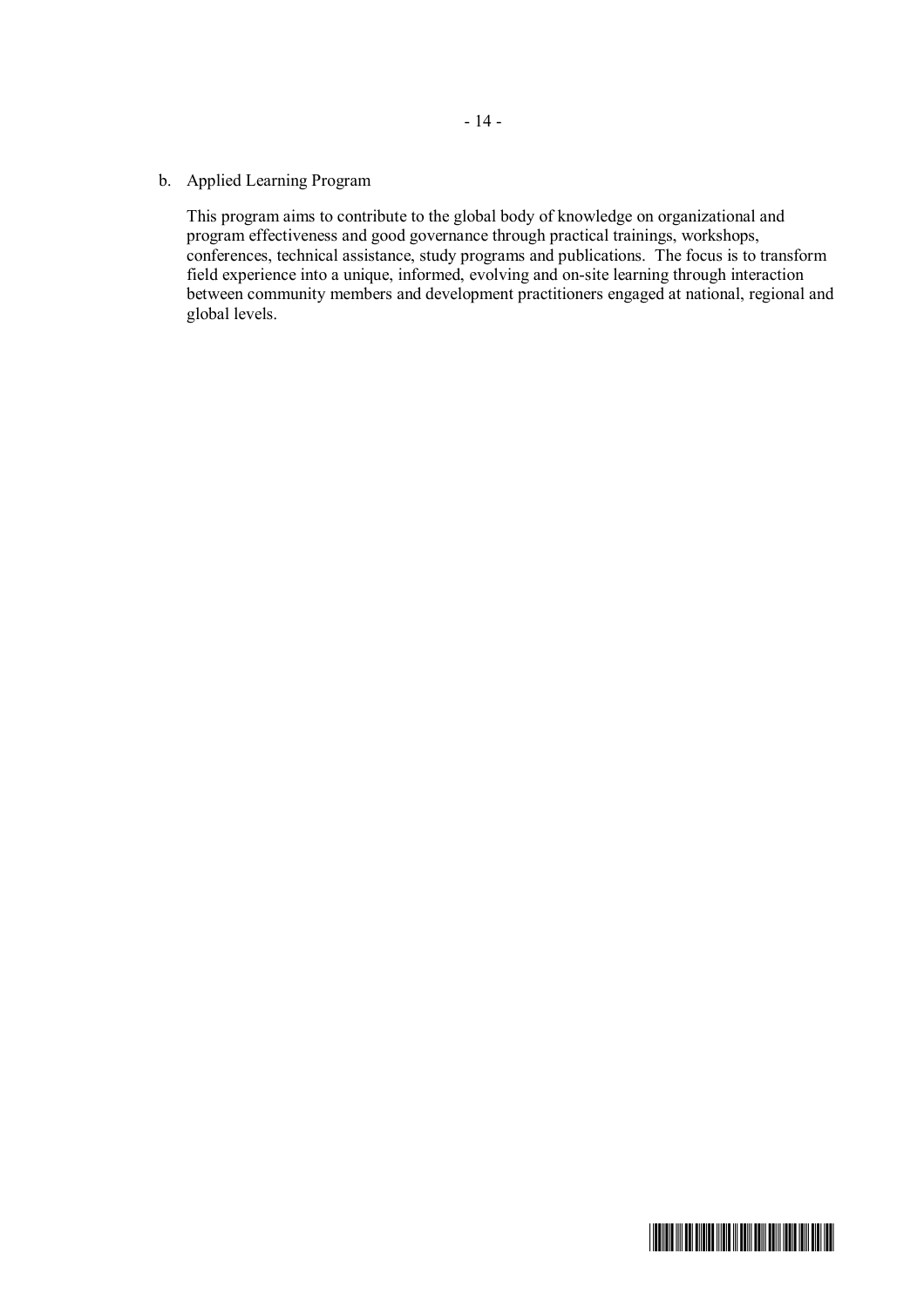b. Applied Learning Program

This program aims to contribute to the global body of knowledge on organizational and program effectiveness and good governance through practical trainings, workshops, conferences, technical assistance, study programs and publications. The focus is to transform field experience into a unique, informed, evolving and on-site learning through interaction between community members and development practitioners engaged at national, regional and global levels.